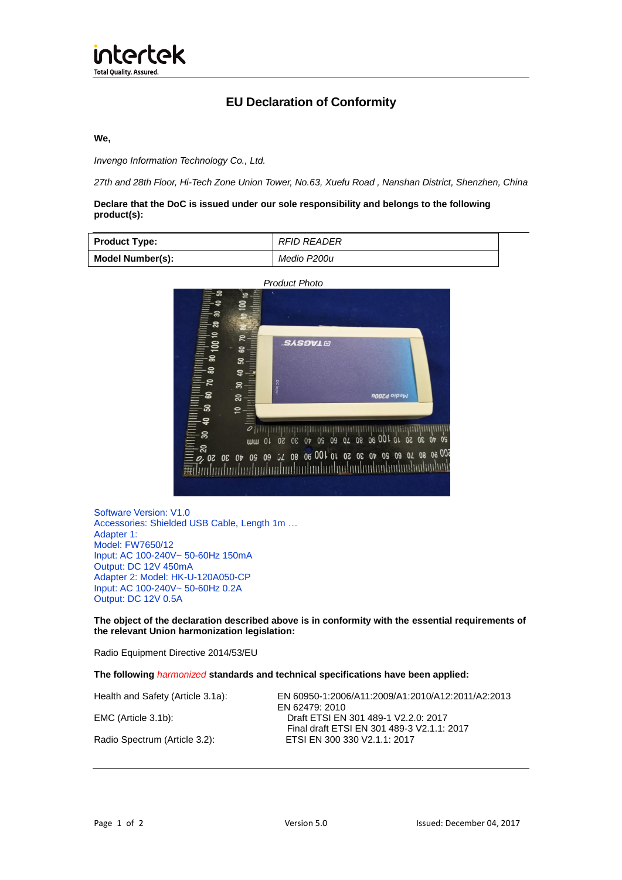# EU Declaration of Conformity

**We,**

*Invengo Information Technology Co., Ltd.*

*27th and 28th Floor, Hi-Tech Zone Union Tower, No.63, Xuefu Road , Nanshan District, Shenzhen, China*

**Declare that the DoC is issued under our sole responsibility and belongs to the following product(s):**

| **Product Type:** | *RFID READER* |
|---|---|
| **Model Number(s):** | *Medio P200u* |

*Product Photo*

Software Version: V1.0
Accessories: Shielded USB Cable, Length 1m …
Adapter 1:
Model: FW7650/12
Input: AC 100-240V~ 50-60Hz 150mA
Output: DC 12V 450mA
Adapter 2: Model: HK-U-120A050-CP
Input: AC 100-240V~ 50-60Hz 0.2A
Output: DC 12V 0.5A

**The object of the declaration described above is in conformity with the essential requirements of the relevant Union harmonization legislation:**

Radio Equipment Directive 2014/53/EU

**The following** *harmonized* **standards and technical specifications have been applied:**

| | |
|---|---|
| Health and Safety (Article 3.1a): | EN 60950-1:2006/A11:2009/A1:2010/A12:2011/A2:2013<br>EN 62479: 2010 |
| EMC (Article 3.1b): | Draft ETSI EN 301 489-1 V2.2.0: 2017<br>Final draft ETSI EN 301 489-3 V2.1.1: 2017 |
| Radio Spectrum (Article 3.2): | ETSI EN 300 330 V2.1.1: 2017 |

Version 5.0 Issued: December 04, 2017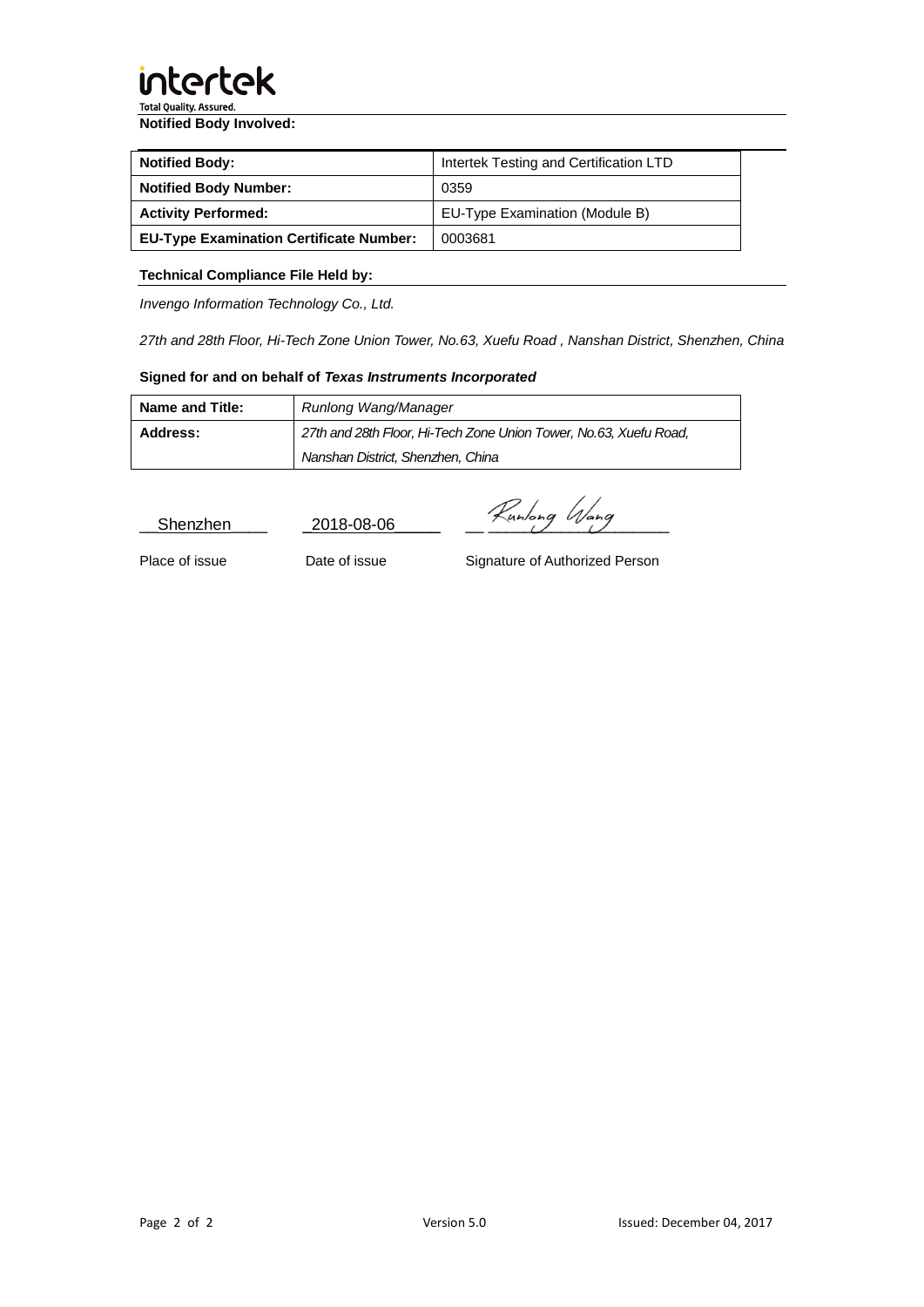**Notified Body Involved:**

| | |
|---|---|
| **Notified Body:** | Intertek Testing and Certification LTD |
| **Notified Body Number:** | 0359 |
| **Activity Performed:** | EU-Type Examination (Module B) |
| **EU-Type Examination Certificate Number:** | 0003681 |

**Technical Compliance File Held by:**

*Invengo Information Technology Co., Ltd.*

*27th and 28th Floor, Hi-Tech Zone Union Tower, No.63, Xuefu Road , Nanshan District, Shenzhen, China*

**Signed for and on behalf of *Texas Instruments Incorporated***

| | |
|---|---|
| **Name and Title:** | *Runlong Wang/Manager* |
| **Address:** | *27th and 28th Floor, Hi-Tech Zone Union Tower, No.63, Xuefu Road, Nanshan District, Shenzhen, China* |

| Shenzhen | 2018-08-06 | Runlong Wang |
|---|---|---|
| Place of issue | Date of issue | Signature of Authorized Person |